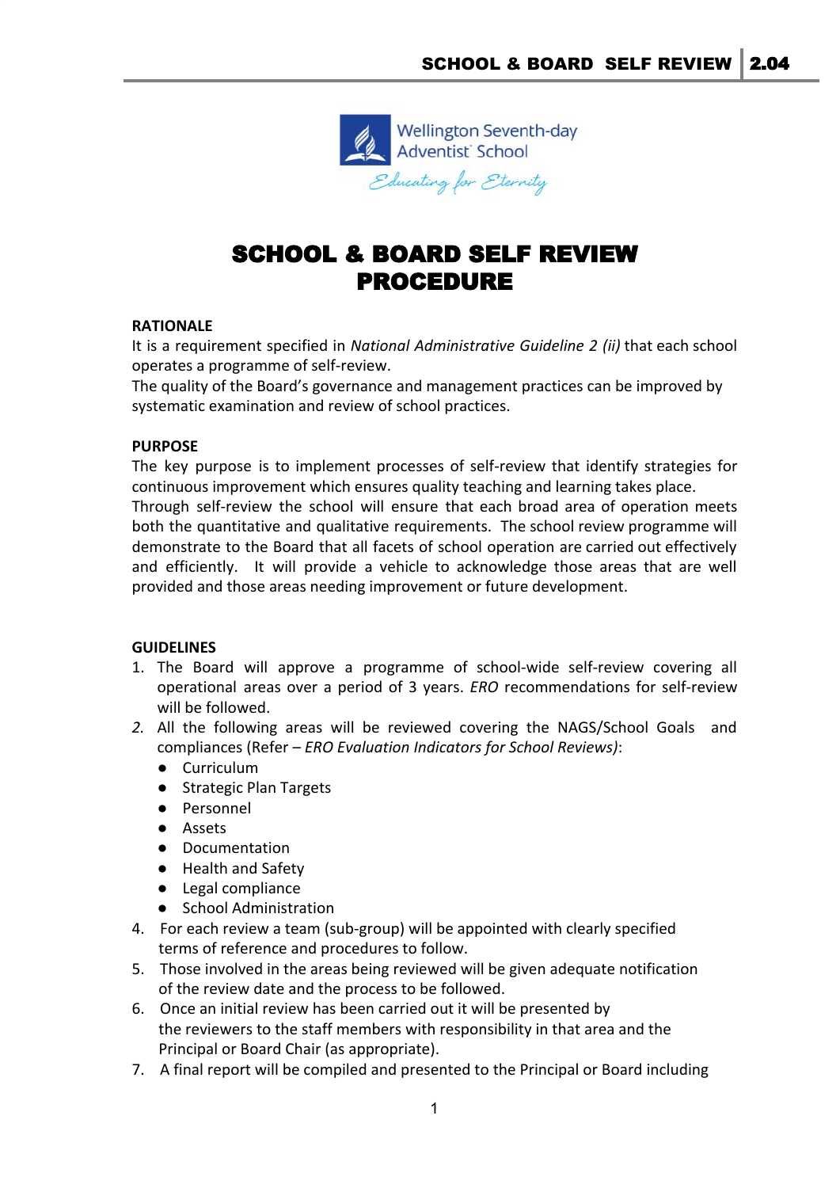Wellington Seventh-day Adventist School

*Educating for Eternity*

# SCHOOL & BOARD SELF REVIEW PROCEDURE

**RATIONALE**

It is a requirement specified in *National Administrative Guideline 2 (ii)* that each school operates a programme of self-review.

The quality of the Board's governance and management practices can be improved by systematic examination and review of school practices.

**PURPOSE**

The key purpose is to implement processes of self-review that identify strategies for continuous improvement which ensures quality teaching and learning takes place.

Through self-review the school will ensure that each broad area of operation meets both the quantitative and qualitative requirements. The school review programme will demonstrate to the Board that all facets of school operation are carried out effectively and efficiently. It will provide a vehicle to acknowledge those areas that are well provided and those areas needing improvement or future development.

**GUIDELINES**

1. The Board will approve a programme of school-wide self-review covering all operational areas over a period of 3 years. *ERO* recommendations for self-review will be followed.
2. All the following areas will be reviewed covering the NAGS/School Goals and compliances (Refer – *ERO Evaluation Indicators for School Reviews)*:
   - Curriculum
   - Strategic Plan Targets
   - Personnel
   - Assets
   - Documentation
   - Health and Safety
   - Legal compliance
   - School Administration
4. For each review a team (sub-group) will be appointed with clearly specified terms of reference and procedures to follow.
5. Those involved in the areas being reviewed will be given adequate notification of the review date and the process to be followed.
6. Once an initial review has been carried out it will be presented by the reviewers to the staff members with responsibility in that area and the Principal or Board Chair (as appropriate).
7. A final report will be compiled and presented to the Principal or Board including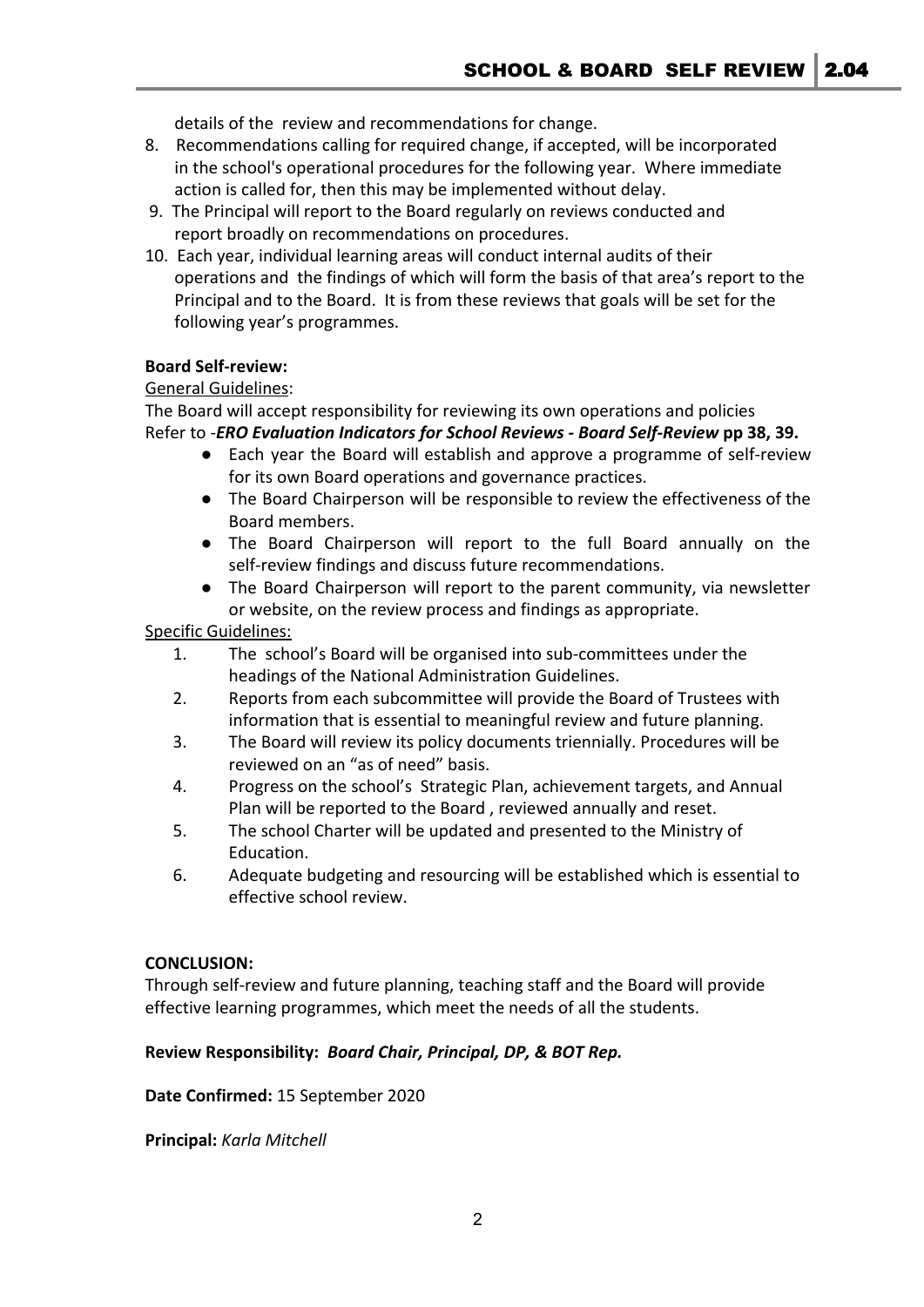details of the review and recommendations for change.

8. Recommendations calling for required change, if accepted, will be incorporated in the school's operational procedures for the following year. Where immediate action is called for, then this may be implemented without delay.
9. The Principal will report to the Board regularly on reviews conducted and report broadly on recommendations on procedures.
10. Each year, individual learning areas will conduct internal audits of their operations and the findings of which will form the basis of that area's report to the Principal and to the Board. It is from these reviews that goals will be set for the following year's programmes.

**Board Self-review:**

General Guidelines:

The Board will accept responsibility for reviewing its own operations and policies
Refer to -***ERO Evaluation Indicators for School Reviews - Board Self-Review* pp 38, 39.**

- Each year the Board will establish and approve a programme of self-review for its own Board operations and governance practices.
- The Board Chairperson will be responsible to review the effectiveness of the Board members.
- The Board Chairperson will report to the full Board annually on the self-review findings and discuss future recommendations.
- The Board Chairperson will report to the parent community, via newsletter or website, on the review process and findings as appropriate.

Specific Guidelines:

1. The school's Board will be organised into sub-committees under the headings of the National Administration Guidelines.
2. Reports from each subcommittee will provide the Board of Trustees with information that is essential to meaningful review and future planning.
3. The Board will review its policy documents triennially. Procedures will be reviewed on an "as of need" basis.
4. Progress on the school's Strategic Plan, achievement targets, and Annual Plan will be reported to the Board , reviewed annually and reset.
5. The school Charter will be updated and presented to the Ministry of Education.
6. Adequate budgeting and resourcing will be established which is essential to effective school review.

**CONCLUSION:**

Through self-review and future planning, teaching staff and the Board will provide effective learning programmes, which meet the needs of all the students.

**Review Responsibility:** ***Board Chair, Principal, DP, & BOT Rep.***

**Date Confirmed:** 15 September 2020

**Principal:** *Karla Mitchell*